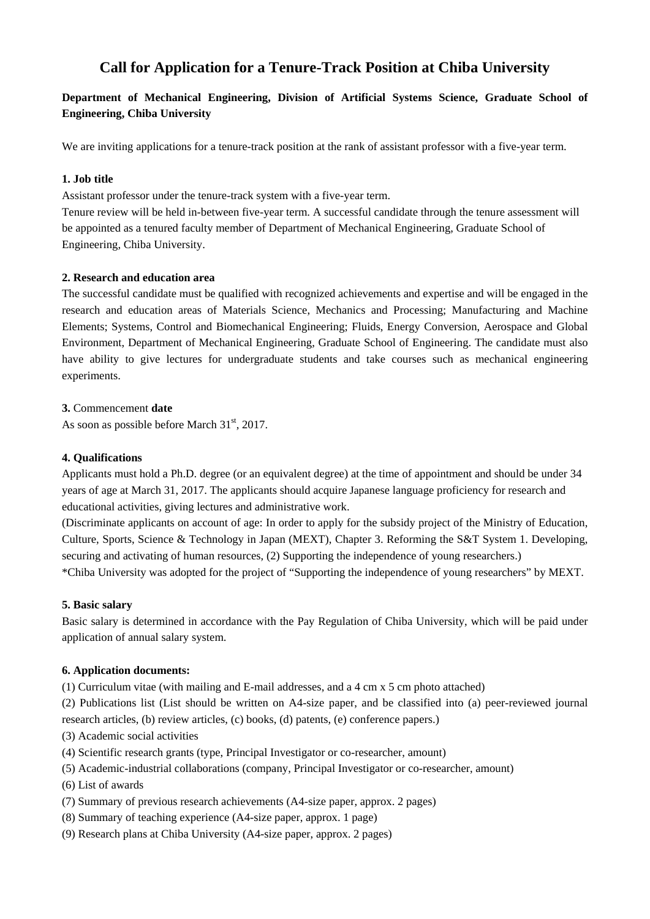# Call for Application for a Tenure-Track Position at Chiba University

**Department of Mechanical Engineering, Division of Artificial Systems Science, Graduate School of Engineering, Chiba University**

We are inviting applications for a tenure-track position at the rank of assistant professor with a five-year term.

**1. Job title**

Assistant professor under the tenure-track system with a five-year term.
Tenure review will be held in-between five-year term. A successful candidate through the tenure assessment will be appointed as a tenured faculty member of Department of Mechanical Engineering, Graduate School of Engineering, Chiba University.

**2. Research and education area**

The successful candidate must be qualified with recognized achievements and expertise and will be engaged in the research and education areas of Materials Science, Mechanics and Processing; Manufacturing and Machine Elements; Systems, Control and Biomechanical Engineering; Fluids, Energy Conversion, Aerospace and Global Environment, Department of Mechanical Engineering, Graduate School of Engineering. The candidate must also have ability to give lectures for undergraduate students and take courses such as mechanical engineering experiments.

**3.** Commencement **date**

As soon as possible before March 31st, 2017.

**4. Qualifications**

Applicants must hold a Ph.D. degree (or an equivalent degree) at the time of appointment and should be under 34 years of age at March 31, 2017. The applicants should acquire Japanese language proficiency for research and educational activities, giving lectures and administrative work.
(Discriminate applicants on account of age: In order to apply for the subsidy project of the Ministry of Education, Culture, Sports, Science & Technology in Japan (MEXT), Chapter 3. Reforming the S&T System 1. Developing, securing and activating of human resources, (2) Supporting the independence of young researchers.)
*Chiba University was adopted for the project of "Supporting the independence of young researchers" by MEXT.

**5. Basic salary**

Basic salary is determined in accordance with the Pay Regulation of Chiba University, which will be paid under application of annual salary system.

**6. Application documents:**

(1) Curriculum vitae (with mailing and E-mail addresses, and a 4 cm x 5 cm photo attached)
(2) Publications list (List should be written on A4-size paper, and be classified into (a) peer-reviewed journal research articles, (b) review articles, (c) books, (d) patents, (e) conference papers.)
(3) Academic social activities
(4) Scientific research grants (type, Principal Investigator or co-researcher, amount)
(5) Academic-industrial collaborations (company, Principal Investigator or co-researcher, amount)
(6) List of awards
(7) Summary of previous research achievements (A4-size paper, approx. 2 pages)
(8) Summary of teaching experience (A4-size paper, approx. 1 page)
(9) Research plans at Chiba University (A4-size paper, approx. 2 pages)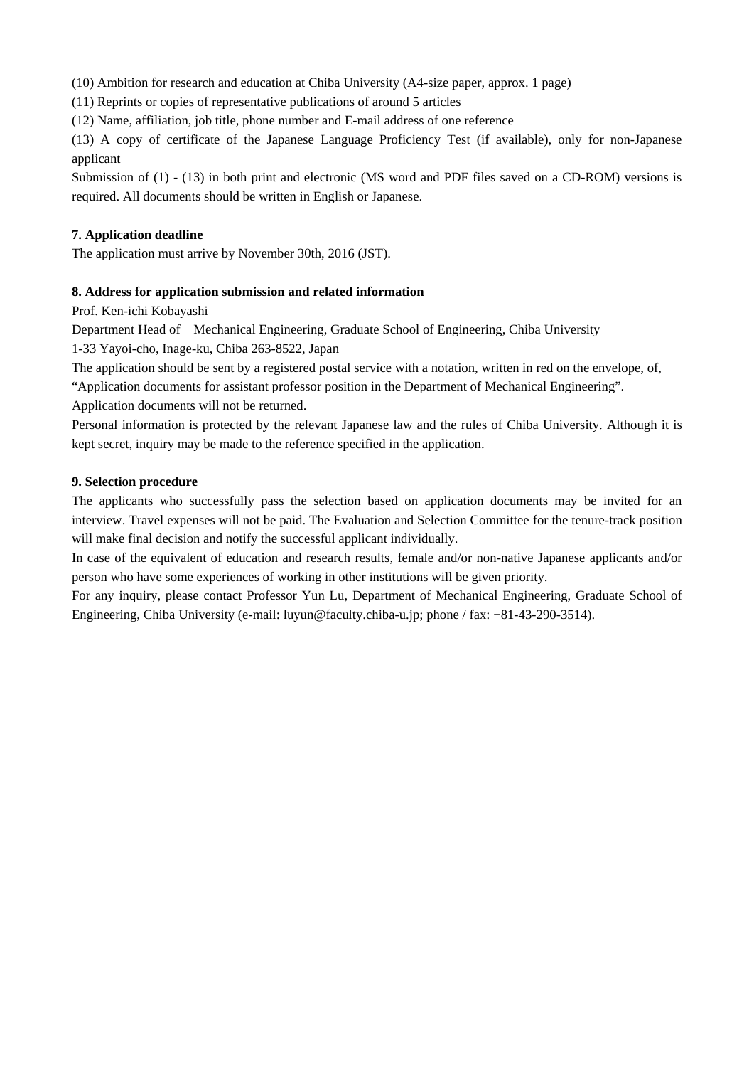(10) Ambition for research and education at Chiba University (A4-size paper, approx. 1 page)

(11) Reprints or copies of representative publications of around 5 articles

(12) Name, affiliation, job title, phone number and E-mail address of one reference

(13) A copy of certificate of the Japanese Language Proficiency Test (if available), only for non-Japanese applicant

Submission of (1) - (13) in both print and electronic (MS word and PDF files saved on a CD-ROM) versions is required. All documents should be written in English or Japanese.

**7. Application deadline**

The application must arrive by November 30th, 2016 (JST).

**8. Address for application submission and related information**

Prof. Ken-ichi Kobayashi

Department Head of Mechanical Engineering, Graduate School of Engineering, Chiba University

1-33 Yayoi-cho, Inage-ku, Chiba 263-8522, Japan

The application should be sent by a registered postal service with a notation, written in red on the envelope, of, "Application documents for assistant professor position in the Department of Mechanical Engineering".

Application documents will not be returned.

Personal information is protected by the relevant Japanese law and the rules of Chiba University. Although it is kept secret, inquiry may be made to the reference specified in the application.

**9. Selection procedure**

The applicants who successfully pass the selection based on application documents may be invited for an interview. Travel expenses will not be paid. The Evaluation and Selection Committee for the tenure-track position will make final decision and notify the successful applicant individually.

In case of the equivalent of education and research results, female and/or non-native Japanese applicants and/or person who have some experiences of working in other institutions will be given priority.

For any inquiry, please contact Professor Yun Lu, Department of Mechanical Engineering, Graduate School of Engineering, Chiba University (e-mail: luyun@faculty.chiba-u.jp; phone / fax: +81-43-290-3514).